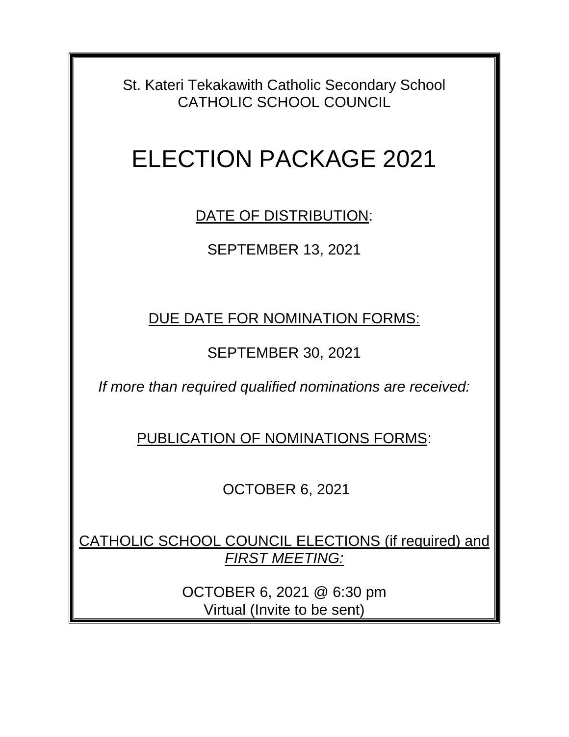St. Kateri Tekakawith Catholic Secondary School
CATHOLIC SCHOOL COUNCIL

# ELECTION PACKAGE 2021

<u>DATE OF DISTRIBUTION</u>:

SEPTEMBER 13, 2021

<u>DUE DATE FOR NOMINATION FORMS:</u>

SEPTEMBER 30, 2021

*If more than required qualified nominations are received:*

<u>PUBLICATION OF NOMINATIONS FORMS</u>:

OCTOBER 6, 2021

<u>CATHOLIC SCHOOL COUNCIL ELECTIONS (if required) and</u> <u>*FIRST MEETING:*</u>

OCTOBER 6, 2021 @ 6:30 pm
Virtual (Invite to be sent)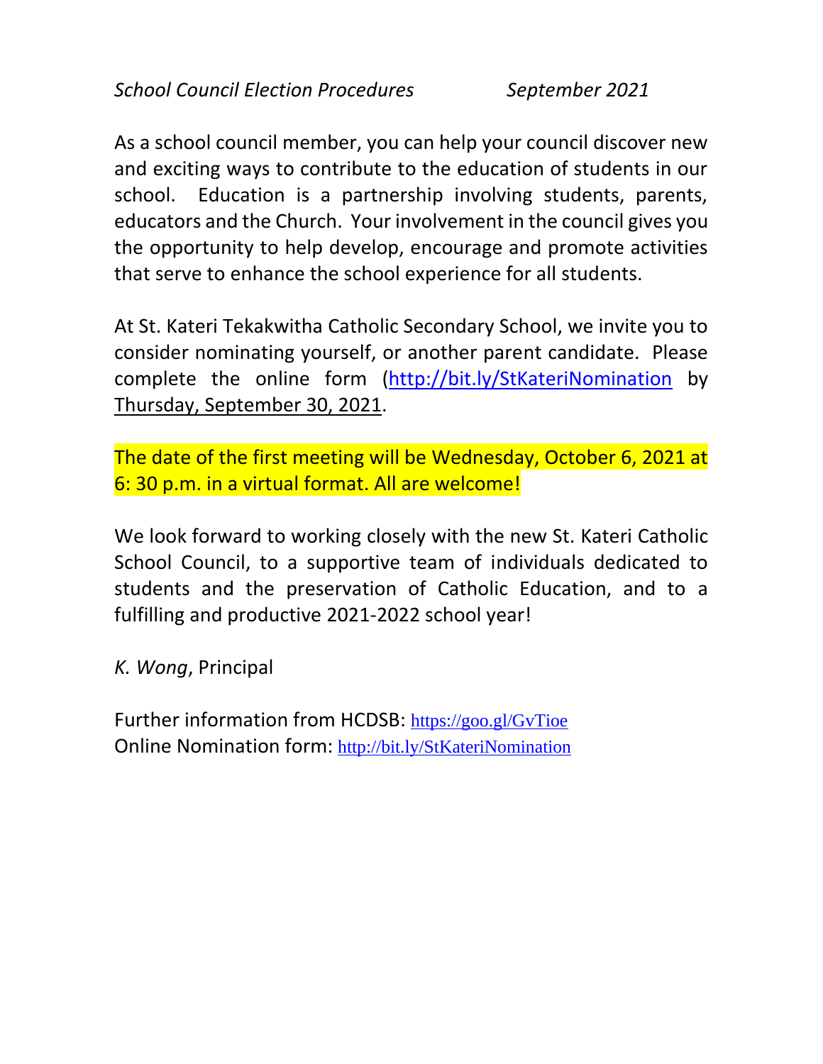*School Council Election Procedures* *September 2021*

As a school council member, you can help your council discover new and exciting ways to contribute to the education of students in our school. Education is a partnership involving students, parents, educators and the Church. Your involvement in the council gives you the opportunity to help develop, encourage and promote activities that serve to enhance the school experience for all students.

At St. Kateri Tekakwitha Catholic Secondary School, we invite you to consider nominating yourself, or another parent candidate. Please complete the online form (http://bit.ly/StKateriNomination by Thursday, September 30, 2021.

The date of the first meeting will be Wednesday, October 6, 2021 at 6: 30 p.m. in a virtual format. All are welcome!

We look forward to working closely with the new St. Kateri Catholic School Council, to a supportive team of individuals dedicated to students and the preservation of Catholic Education, and to a fulfilling and productive 2021-2022 school year!

*K. Wong*, Principal

Further information from HCDSB: https://goo.gl/GvTioe
Online Nomination form: http://bit.ly/StKateriNomination